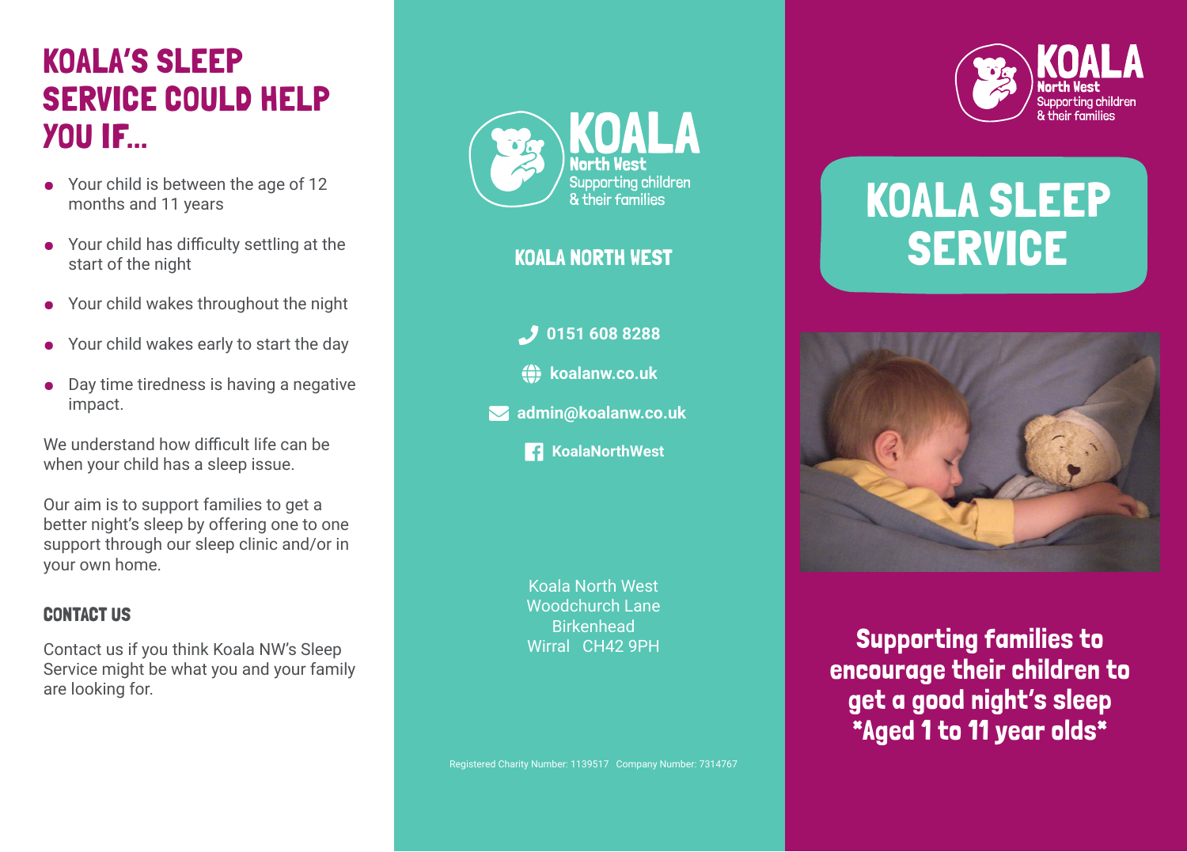# KOALA'S SLEEP SERVICE COULD HELP YOU IF...

- Your child is between the age of 12 months and 11 years
- Your child has difficulty settling at the start of the night
- Your child wakes throughout the night
- Your child wakes early to start the day
- Day time tiredness is having a negative impact.

We understand how difficult life can be when your child has a sleep issue.

Our aim is to support families to get a better night's sleep by offering one to one support through our sleep clinic and/or in your own home.

### CONTACT US

Contact us if you think Koala NW's Sleep Service might be what you and your family are looking for.

KOALA North West
Supporting children & their families

## KOALA NORTH WEST

**0151 608 8288**

**koalanw.co.uk**

**admin@koalanw.co.uk**

**KoalaNorthWest**

Koala North West
Woodchurch Lane
Birkenhead
Wirral CH42 9PH

Registered Charity Number: 1139517 Company Number: 7314767

KOALA North West
Supporting children & their families

# KOALA SLEEP SERVICE

**Supporting families to encourage their children to get a good night's sleep *Aged 1 to 11 year olds***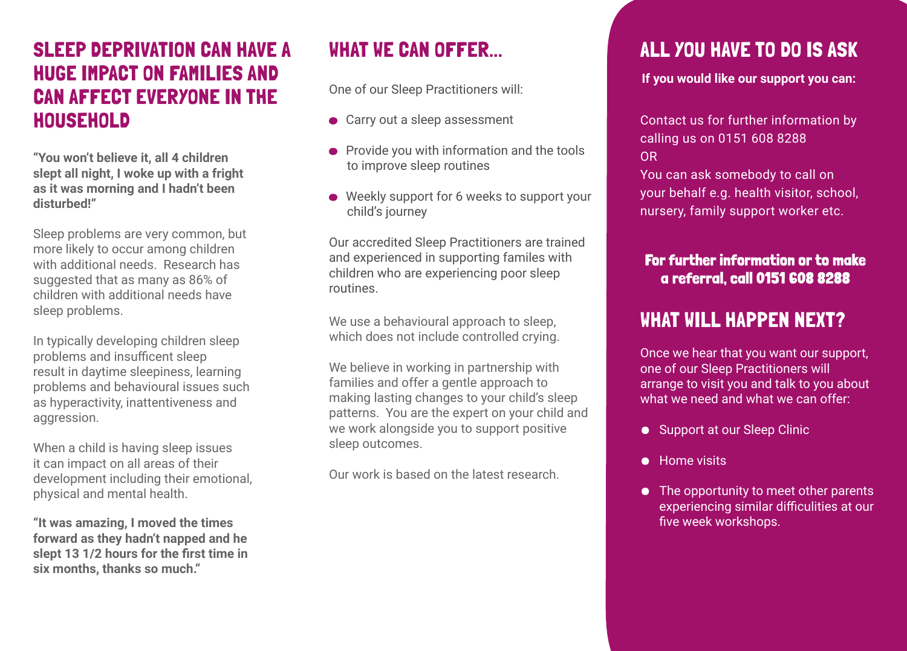## SLEEP DEPRIVATION CAN HAVE A HUGE IMPACT ON FAMILIES AND CAN AFFECT EVERYONE IN THE HOUSEHOLD

**"You won't believe it, all 4 children slept all night, I woke up with a fright as it was morning and I hadn't been disturbed!"**

Sleep problems are very common, but more likely to occur among children with additional needs. Research has suggested that as many as 86% of children with additional needs have sleep problems.

In typically developing children sleep problems and insuffcent sleep result in daytime sleepiness, learning problems and behavioural issues such as hyperactivity, inattentiveness and aggression.

When a child is having sleep issues it can impact on all areas of their development including their emotional, physical and mental health.

**"It was amazing, I moved the times forward as they hadn't napped and he slept 13 1/2 hours for the first time in six months, thanks so much."**

## WHAT WE CAN OFFER...

One of our Sleep Practitioners will:

- Carry out a sleep assessment
- Provide you with information and the tools to improve sleep routines
- Weekly support for 6 weeks to support your child's journey

Our accredited Sleep Practitioners are trained and experienced in supporting familes with children who are experiencing poor sleep routines.

We use a behavioural approach to sleep, which does not include controlled crying.

We believe in working in partnership with families and offer a gentle approach to making lasting changes to your child's sleep patterns. You are the expert on your child and we work alongside you to support positive sleep outcomes.

Our work is based on the latest research.

## ALL YOU HAVE TO DO IS ASK

**If you would like our support you can:**

Contact us for further information by calling us on 0151 608 8288
OR
You can ask somebody to call on your behalf e.g. health visitor, school, nursery, family support worker etc.

**For further information or to make a referral, call 0151 608 8288**

## WHAT WILL HAPPEN NEXT?

Once we hear that you want our support, one of our Sleep Practitioners will arrange to visit you and talk to you about what we need and what we can offer:

- Support at our Sleep Clinic
- Home visits
- The opportunity to meet other parents experiencing similar difficulities at our five week workshops.